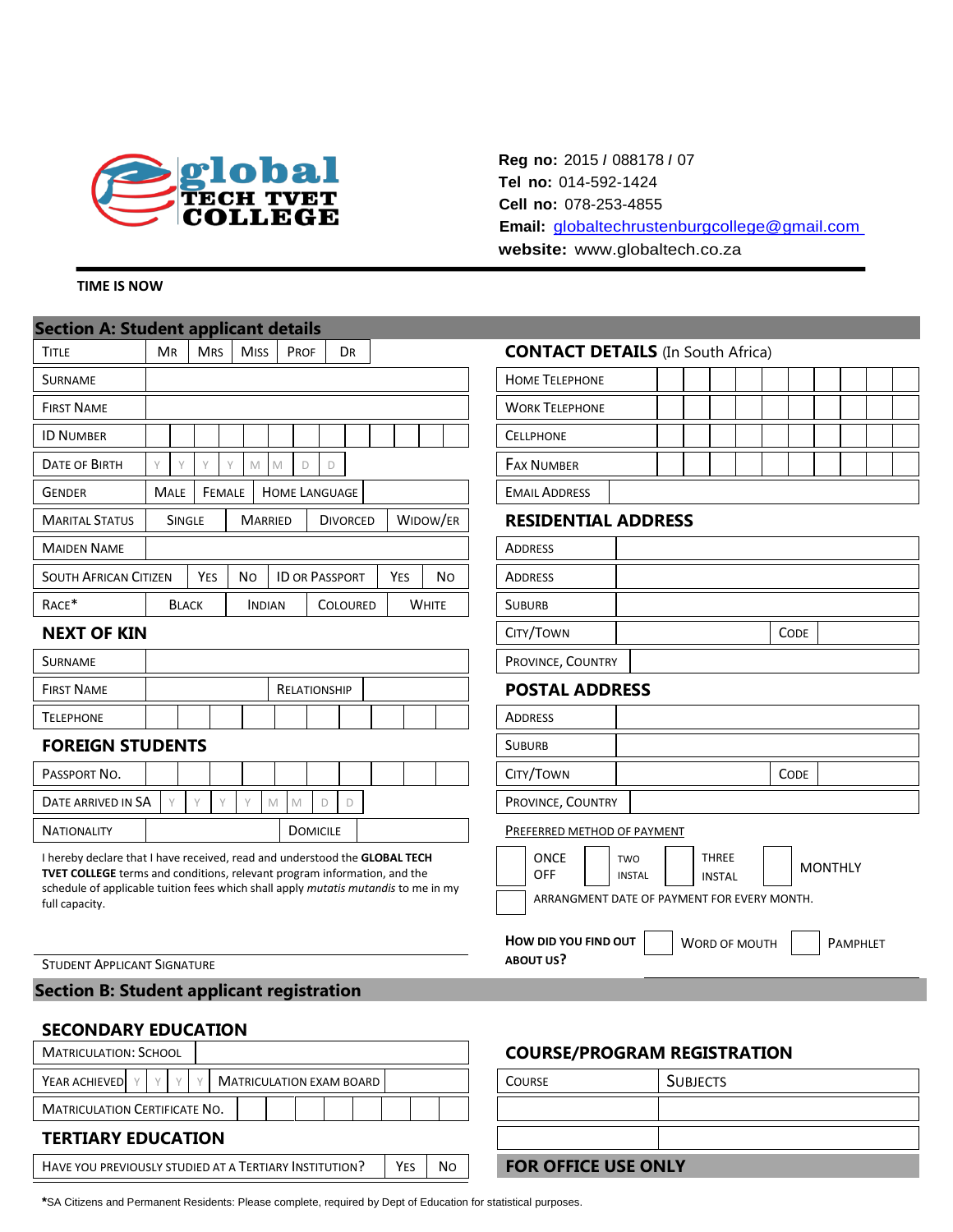global TECH TVET COLLEGE

**Reg no:** 2015 / 088178 / 07
**Tel no:** 014-592-1424
**Cell no:** 078-253-4855
**Email:** globaltechrustenburgcollege@gmail.com
**website:** www.globaltech.co.za

**TIME IS NOW**

## Section A: Student applicant details

| Title | Mr | Mrs | Miss | Prof | Dr |
|---|---|---|---|---|---|
| Surname | | | | | |
| First Name | | | | | |
| ID Number | | | | | |
| Date of Birth | Y Y Y Y M M D D | | | | |
| Gender | Male | Female | Home Language | | |
| Marital Status | Single | Married | Divorced | Widow/er | |
| Maiden Name | | | | | |
| South African Citizen | Yes | No | ID or Passport | Yes | No |
| Race* | Black | Indian | Coloured | White | |

### NEXT OF KIN

| Surname | | | |
|---|---|---|---|
| First Name | | Relationship | |
| Telephone | | | |

### FOREIGN STUDENTS

| Passport No. | | | |
|---|---|---|---|
| Date arrived in SA | Y Y Y Y M M D D | | |
| Nationality | | Domicile | |

I hereby declare that I have received, read and understood the **GLOBAL TECH TVET COLLEGE** terms and conditions, relevant program information, and the schedule of applicable tuition fees which shall apply *mutatis mutandis* to me in my full capacity.

Student Applicant Signature

### CONTACT DETAILS (In South Africa)

| Home Telephone | |
|---|---|
| Work Telephone | |
| Cellphone | |
| Fax Number | |
| Email Address | |

### RESIDENTIAL ADDRESS

| Address | | | |
|---|---|---|---|
| Address | | | |
| Suburb | | | |
| City/Town | | Code | |
| Province, Country | | | |

### POSTAL ADDRESS

| Address | | | |
|---|---|---|---|
| Suburb | | | |
| City/Town | | Code | |
| Province, Country | | | |

Preferred method of payment

- [ ] Once off
- [ ] Two instal
- [ ] Three instal
- [ ] Monthly
- [ ] Arrangment date of payment for every month.

**How did you find out about us?**
- [ ] Word of mouth
- [ ] Pamphlet

## Section B: Student applicant registration

### SECONDARY EDUCATION

| Matriculation: School | | | |
|---|---|---|---|
| Year achieved | Y Y Y Y | Matriculation Exam Board | |
| Matriculation Certificate No. | | | |

### TERTIARY EDUCATION

| Have you previously studied at a tertiary institution? | Yes | No |
|---|---|---|

### COURSE/PROGRAM REGISTRATION

| Course | Subjects |
|---|---|
| | |
| | |

**FOR OFFICE USE ONLY**

***SA Citizens and Permanent Residents: Please complete, required by Dept of Education for statistical purposes.**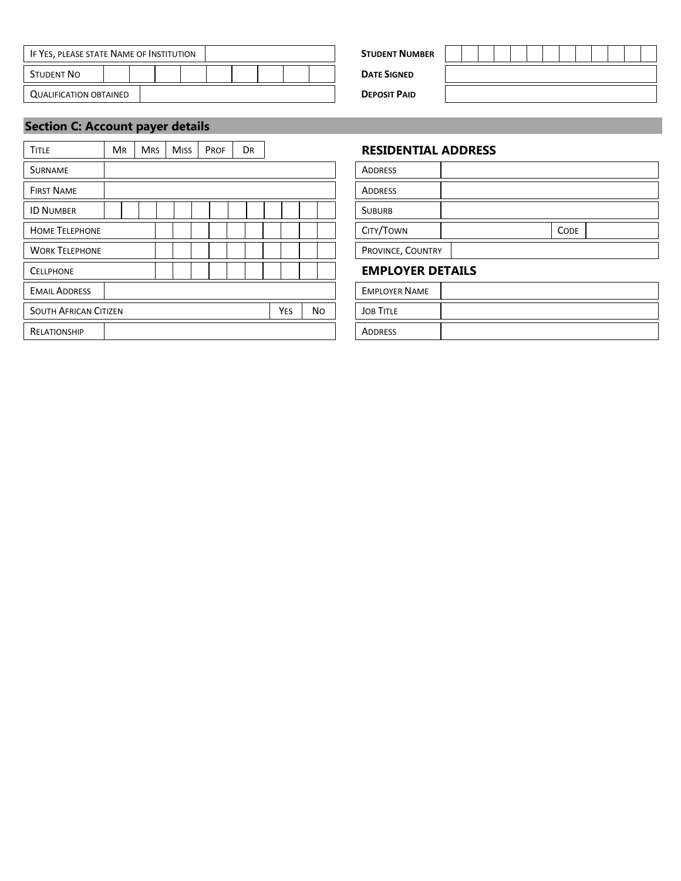| If Yes, please state Name of Institution | |
|---|---|
| Student No | |
| Qualification obtained | |

| Student Number | |
|---|---|
| Date Signed | |
| Deposit Paid | |

## Section C: Account payer details

| Title | Mr | Mrs | Miss | Prof | Dr |
|---|---|---|---|---|---|

| Surname | |
|---|---|
| First Name | |
| ID Number | |
| Home Telephone | |
| Work Telephone | |
| Cellphone | |
| Email Address | |
| South African Citizen | Yes / No |
| Relationship | |

### RESIDENTIAL ADDRESS

| Address | | | |
|---|---|---|---|
| Address | | | |
| Suburb | | | |
| City/Town | | Code | |
| Province, Country | | | |

### EMPLOYER DETAILS

| Employer Name | |
|---|---|
| Job Title | |
| Address | |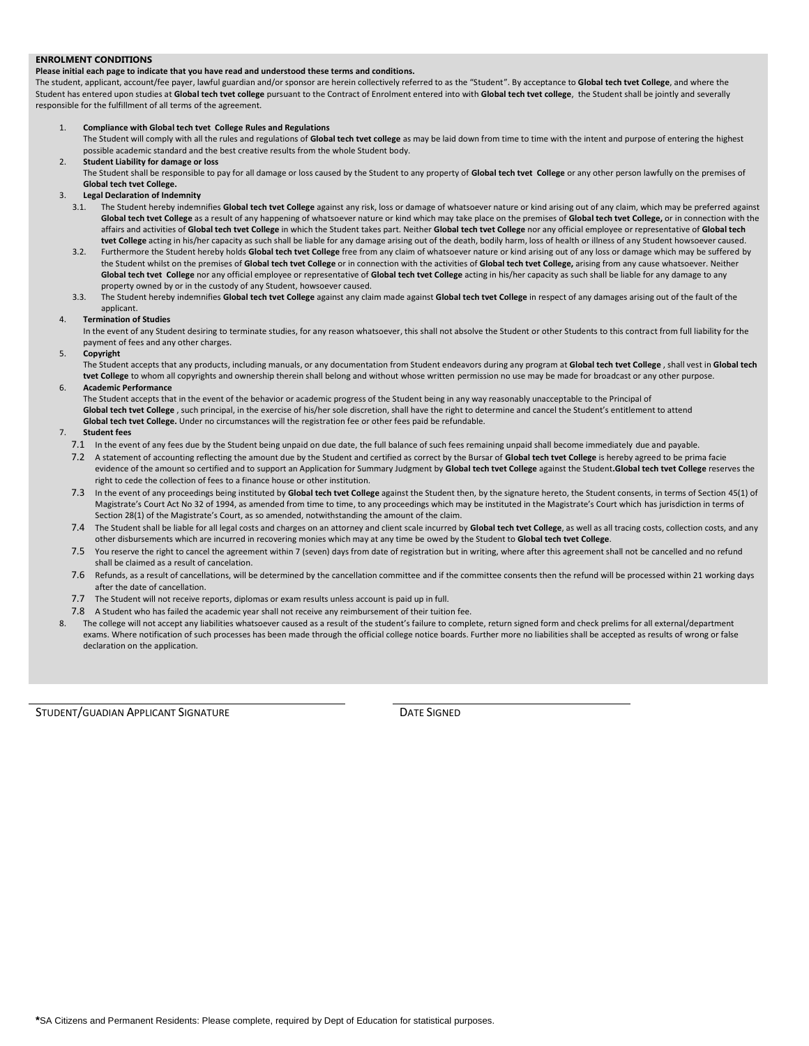**ENROLMENT CONDITIONS**

**Please initial each page to indicate that you have read and understood these terms and conditions.**

The student, applicant, account/fee payer, lawful guardian and/or sponsor are herein collectively referred to as the "Student". By acceptance to **Global tech tvet College**, and where the Student has entered upon studies at **Global tech tvet college** pursuant to the Contract of Enrolment entered into with **Global tech tvet college**, the Student shall be jointly and severally responsible for the fulfillment of all terms of the agreement.

1. **Compliance with Global tech tvet College Rules and Regulations**
   The Student will comply with all the rules and regulations of **Global tech tvet college** as may be laid down from time to time with the intent and purpose of entering the highest possible academic standard and the best creative results from the whole Student body.
2. **Student Liability for damage or loss**
   The Student shall be responsible to pay for all damage or loss caused by the Student to any property of **Global tech tvet College** or any other person lawfully on the premises of **Global tech tvet College.**
3. **Legal Declaration of Indemnity**
   3.1. The Student hereby indemnifies **Global tech tvet College** against any risk, loss or damage of whatsoever nature or kind arising out of any claim, which may be preferred against **Global tech tvet College** as a result of any happening of whatsoever nature or kind which may take place on the premises of **Global tech tvet College,** or in connection with the affairs and activities of **Global tech tvet College** in which the Student takes part. Neither **Global tech tvet College** nor any official employee or representative of **Global tech tvet College** acting in his/her capacity as such shall be liable for any damage arising out of the death, bodily harm, loss of health or illness of any Student howsoever caused.
   3.2. Furthermore the Student hereby holds **Global tech tvet College** free from any claim of whatsoever nature or kind arising out of any loss or damage which may be suffered by the Student whilst on the premises of **Global tech tvet College** or in connection with the activities of **Global tech tvet College,** arising from any cause whatsoever. Neither **Global tech tvet College** nor any official employee or representative of **Global tech tvet College** acting in his/her capacity as such shall be liable for any damage to any property owned by or in the custody of any Student, howsoever caused.
   3.3. The Student hereby indemnifies **Global tech tvet College** against any claim made against **Global tech tvet College** in respect of any damages arising out of the fault of the applicant.
4. **Termination of Studies**
   In the event of any Student desiring to terminate studies, for any reason whatsoever, this shall not absolve the Student or other Students to this contract from full liability for the payment of fees and any other charges.
5. **Copyright**
   The Student accepts that any products, including manuals, or any documentation from Student endeavors during any program at **Global tech tvet College** , shall vest in **Global tech tvet College** to whom all copyrights and ownership therein shall belong and without whose written permission no use may be made for broadcast or any other purpose.
6. **Academic Performance**
   The Student accepts that in the event of the behavior or academic progress of the Student being in any way reasonably unacceptable to the Principal of **Global tech tvet College** , such principal, in the exercise of his/her sole discretion, shall have the right to determine and cancel the Student's entitlement to attend **Global tech tvet College.** Under no circumstances will the registration fee or other fees paid be refundable.
7. **Student fees**
   7.1 In the event of any fees due by the Student being unpaid on due date, the full balance of such fees remaining unpaid shall become immediately due and payable.
   7.2 A statement of accounting reflecting the amount due by the Student and certified as correct by the Bursar of **Global tech tvet College** is hereby agreed to be prima facie evidence of the amount so certified and to support an Application for Summary Judgment by **Global tech tvet College** against the Student**.Global tech tvet College** reserves the right to cede the collection of fees to a finance house or other institution.
   7.3 In the event of any proceedings being instituted by **Global tech tvet College** against the Student then, by the signature hereto, the Student consents, in terms of Section 45(1) of Magistrate's Court Act No 32 of 1994, as amended from time to time, to any proceedings which may be instituted in the Magistrate's Court which has jurisdiction in terms of Section 28(1) of the Magistrate's Court, as so amended, notwithstanding the amount of the claim.
   7.4 The Student shall be liable for all legal costs and charges on an attorney and client scale incurred by **Global tech tvet College**, as well as all tracing costs, collection costs, and any other disbursements which are incurred in recovering monies which may at any time be owed by the Student to **Global tech tvet College**.
   7.5 You reserve the right to cancel the agreement within 7 (seven) days from date of registration but in writing, where after this agreement shall not be cancelled and no refund shall be claimed as a result of cancelation.
   7.6 Refunds, as a result of cancellations, will be determined by the cancellation committee and if the committee consents then the refund will be processed within 21 working days after the date of cancellation.
   7.7 The Student will not receive reports, diplomas or exam results unless account is paid up in full.
   7.8 A Student who has failed the academic year shall not receive any reimbursement of their tuition fee.
8. The college will not accept any liabilities whatsoever caused as a result of the student's failure to complete, return signed form and check prelims for all external/department exams. Where notification of such processes has been made through the official college notice boards. Further more no liabilities shall be accepted as results of wrong or false declaration on the application.

STUDENT/GUADIAN APPLICANT SIGNATURE

DATE SIGNED

*SA Citizens and Permanent Residents: Please complete, required by Dept of Education for statistical purposes.